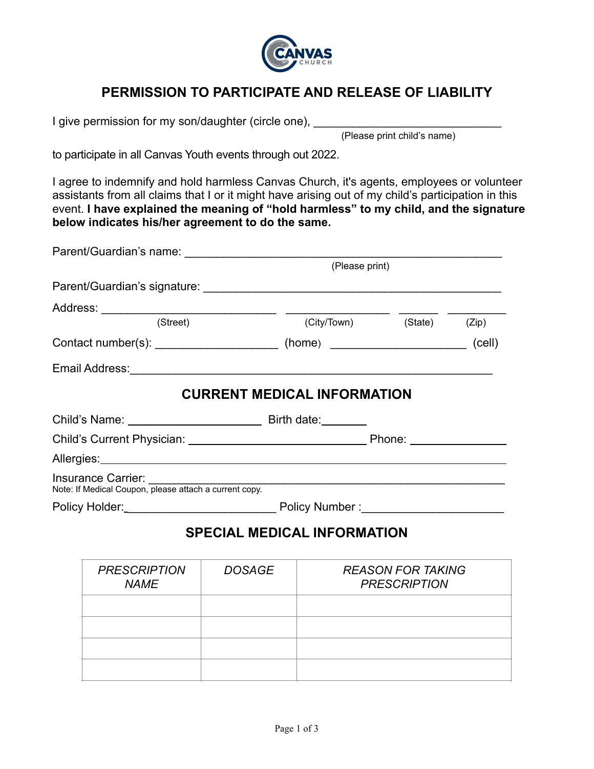CANVAS CHURCH

# PERMISSION TO PARTICIPATE AND RELEASE OF LIABILITY

I give permission for my son/daughter (circle one), ______________________________
(Please print child's name)

to participate in all Canvas Youth events through out 2022.

I agree to indemnify and hold harmless Canvas Church, it's agents, employees or volunteer assistants from all claims that I or it might have arising out of my child's participation in this event. **I have explained the meaning of "hold harmless" to my child, and the signature below indicates his/her agreement to do the same.**

Parent/Guardian's name: ___________________________________________________
(Please print)

Parent/Guardian's signature: ________________________________________________

Address: ____________________________ ________________ ______ _________
(Street) (City/Town) (State) (Zip)

Contact number(s): ___________________ (home) _____________________ (cell)

Email Address:__________________________________________________________

## CURRENT MEDICAL INFORMATION

Child's Name: _____________________ Birth date:_______

Child's Current Physician: ____________________________ Phone: _______________

Allergies:_____________________________________________________________

Insurance Carrier: _______________________________________________________
Note: If Medical Coupon, please attach a current copy.

Policy Holder:_______________________ Policy Number :______________________

## SPECIAL MEDICAL INFORMATION

| *PRESCRIPTION NAME* | *DOSAGE* | *REASON FOR TAKING PRESCRIPTION* |
|---|---|---|
| | | |
| | | |
| | | |
| | | |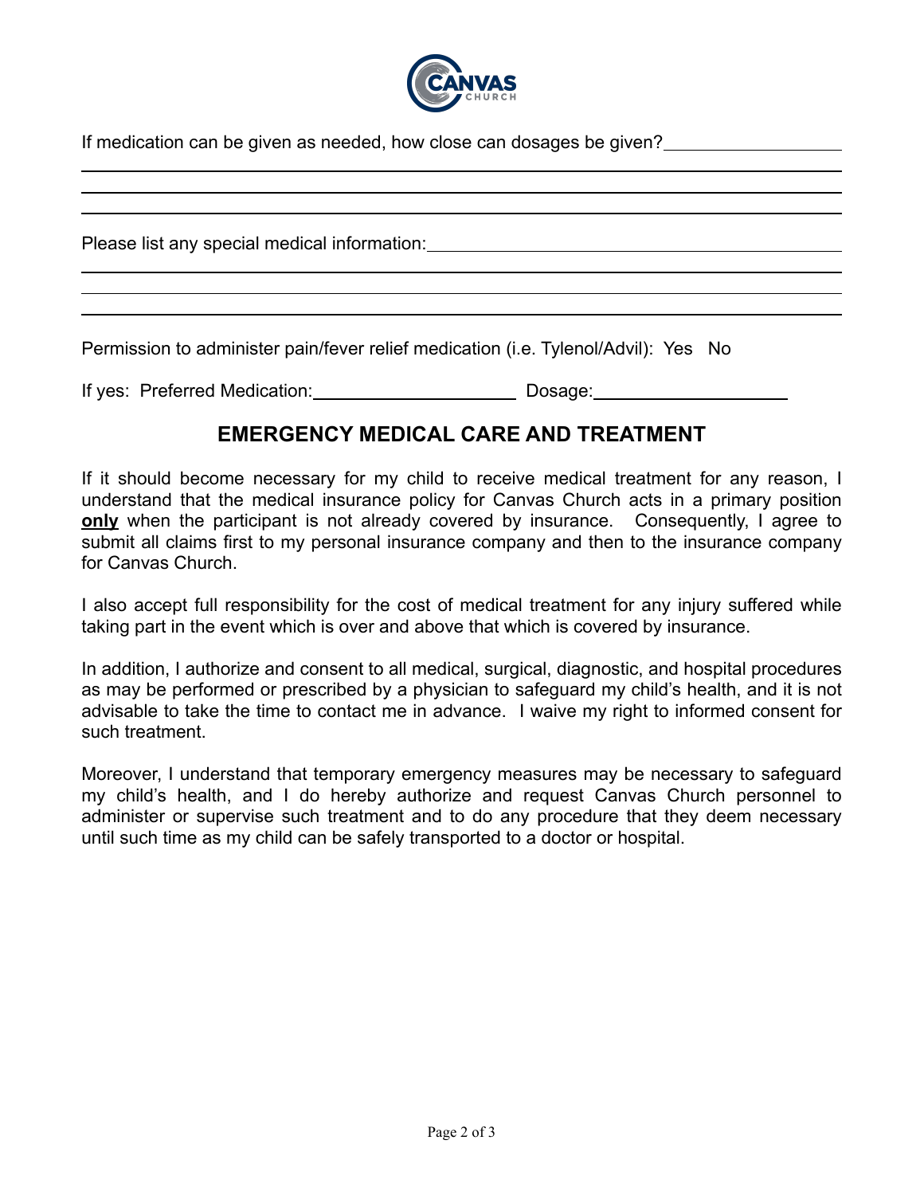If medication can be given as needed, how close can dosages be given? ____________________

______________________________________________________________________________

______________________________________________________________________________

______________________________________________________________________________

Please list any special medical information: ______________________________________

______________________________________________________________________________

______________________________________________________________________________

______________________________________________________________________________

Permission to administer pain/fever relief medication (i.e. Tylenol/Advil): Yes No

If yes: Preferred Medication: ______________________ Dosage: ______________________

## EMERGENCY MEDICAL CARE AND TREATMENT

If it should become necessary for my child to receive medical treatment for any reason, I understand that the medical insurance policy for Canvas Church acts in a primary position **only** when the participant is not already covered by insurance. Consequently, I agree to submit all claims first to my personal insurance company and then to the insurance company for Canvas Church.

I also accept full responsibility for the cost of medical treatment for any injury suffered while taking part in the event which is over and above that which is covered by insurance.

In addition, I authorize and consent to all medical, surgical, diagnostic, and hospital procedures as may be performed or prescribed by a physician to safeguard my child's health, and it is not advisable to take the time to contact me in advance. I waive my right to informed consent for such treatment.

Moreover, I understand that temporary emergency measures may be necessary to safeguard my child's health, and I do hereby authorize and request Canvas Church personnel to administer or supervise such treatment and to do any procedure that they deem necessary until such time as my child can be safely transported to a doctor or hospital.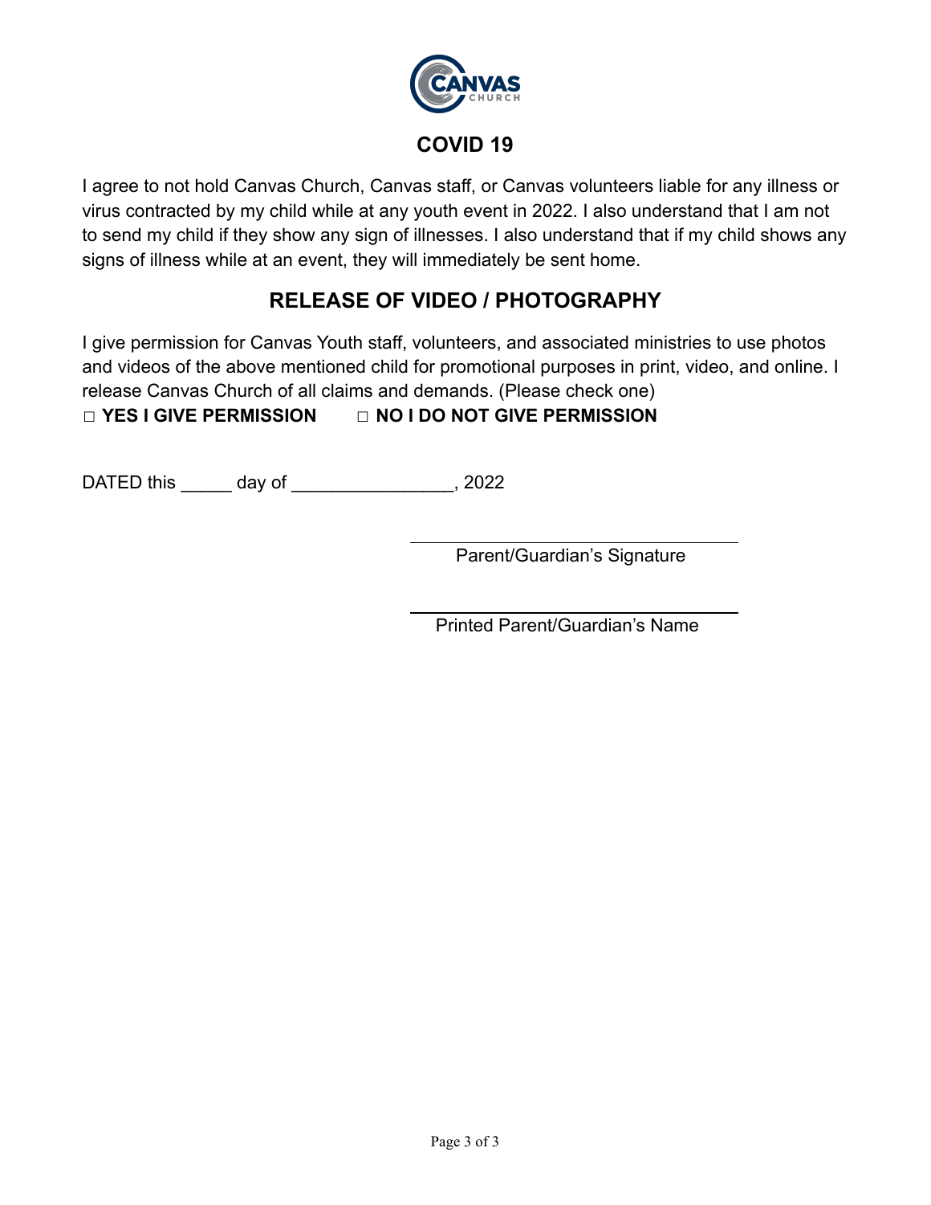CANVAS
CHURCH

## COVID 19

I agree to not hold Canvas Church, Canvas staff, or Canvas volunteers liable for any illness or virus contracted by my child while at any youth event in 2022. I also understand that I am not to send my child if they show any sign of illnesses. I also understand that if my child shows any signs of illness while at an event, they will immediately be sent home.

## RELEASE OF VIDEO / PHOTOGRAPHY

I give permission for Canvas Youth staff, volunteers, and associated ministries to use photos and videos of the above mentioned child for promotional purposes in print, video, and online. I release Canvas Church of all claims and demands. (Please check one)

**□ YES I GIVE PERMISSION** **□ NO I DO NOT GIVE PERMISSION**

DATED this _____ day of ________________, 2022

______________________________
Parent/Guardian's Signature

______________________________
Printed Parent/Guardian's Name